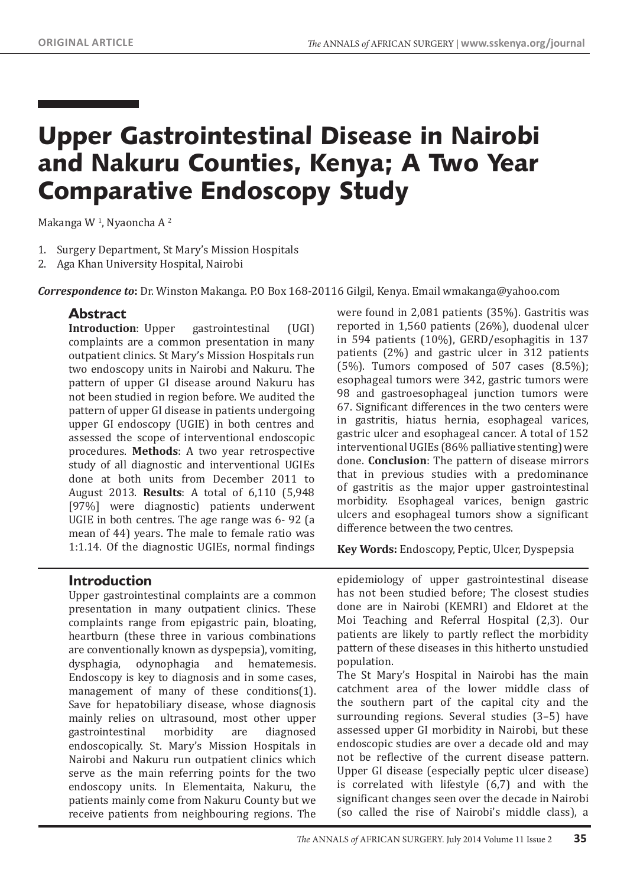ORIGINAL ARTICLE

# Upper Gastrointestinal Disease in Nairobi and Nakuru Counties, Kenya; A Two Year Comparative Endoscopy Study

Makanga W [1], Nyaoncha A [2]

1. Surgery Department, St Mary's Mission Hospitals
2. Aga Khan University Hospital, Nairobi

***Correspondence to*:** Dr. Winston Makanga. P.O Box 168-20116 Gilgil, Kenya. Email wmakanga@yahoo.com

## Abstract

**Introduction**: Upper gastrointestinal (UGI) complaints are a common presentation in many outpatient clinics. St Mary's Mission Hospitals run two endoscopy units in Nairobi and Nakuru. The pattern of upper GI disease around Nakuru has not been studied in region before. We audited the pattern of upper GI disease in patients undergoing upper GI endoscopy (UGIE) in both centres and assessed the scope of interventional endoscopic procedures. **Methods**: A two year retrospective study of all diagnostic and interventional UGIEs done at both units from December 2011 to August 2013. **Results**: A total of 6,110 (5,948 [97%] were diagnostic) patients underwent UGIE in both centres. The age range was 6- 92 (a mean of 44) years. The male to female ratio was 1:1.14. Of the diagnostic UGIEs, normal findings were found in 2,081 patients (35%). Gastritis was reported in 1,560 patients (26%), duodenal ulcer in 594 patients (10%), GERD/esophagitis in 137 patients (2%) and gastric ulcer in 312 patients (5%). Tumors composed of 507 cases (8.5%); esophageal tumors were 342, gastric tumors were 98 and gastroesophageal junction tumors were 67. Significant differences in the two centers were in gastritis, hiatus hernia, esophageal varices, gastric ulcer and esophageal cancer. A total of 152 interventional UGIEs (86% palliative stenting) were done. **Conclusion**: The pattern of disease mirrors that in previous studies with a predominance of gastritis as the major upper gastrointestinal morbidity. Esophageal varices, benign gastric ulcers and esophageal tumors show a significant difference between the two centres.

**Key Words:** Endoscopy, Peptic, Ulcer, Dyspepsia

## Introduction

Upper gastrointestinal complaints are a common presentation in many outpatient clinics. These complaints range from epigastric pain, bloating, heartburn (these three in various combinations are conventionally known as dyspepsia), vomiting, dysphagia, odynophagia and hematemesis. Endoscopy is key to diagnosis and in some cases, management of many of these conditions(1). Save for hepatobiliary disease, whose diagnosis mainly relies on ultrasound, most other upper gastrointestinal morbidity are diagnosed endoscopically. St. Mary's Mission Hospitals in Nairobi and Nakuru run outpatient clinics which serve as the main referring points for the two endoscopy units. In Elementaita, Nakuru, the patients mainly come from Nakuru County but we receive patients from neighbouring regions. The epidemiology of upper gastrointestinal disease has not been studied before; The closest studies done are in Nairobi (KEMRI) and Eldoret at the Moi Teaching and Referral Hospital (2,3). Our patients are likely to partly reflect the morbidity pattern of these diseases in this hitherto unstudied population.

The St Mary's Hospital in Nairobi has the main catchment area of the lower middle class of the southern part of the capital city and the surrounding regions. Several studies (3–5) have assessed upper GI morbidity in Nairobi, but these endoscopic studies are over a decade old and may not be reflective of the current disease pattern. Upper GI disease (especially peptic ulcer disease) is correlated with lifestyle (6,7) and with the significant changes seen over the decade in Nairobi (so called the rise of Nairobi's middle class), a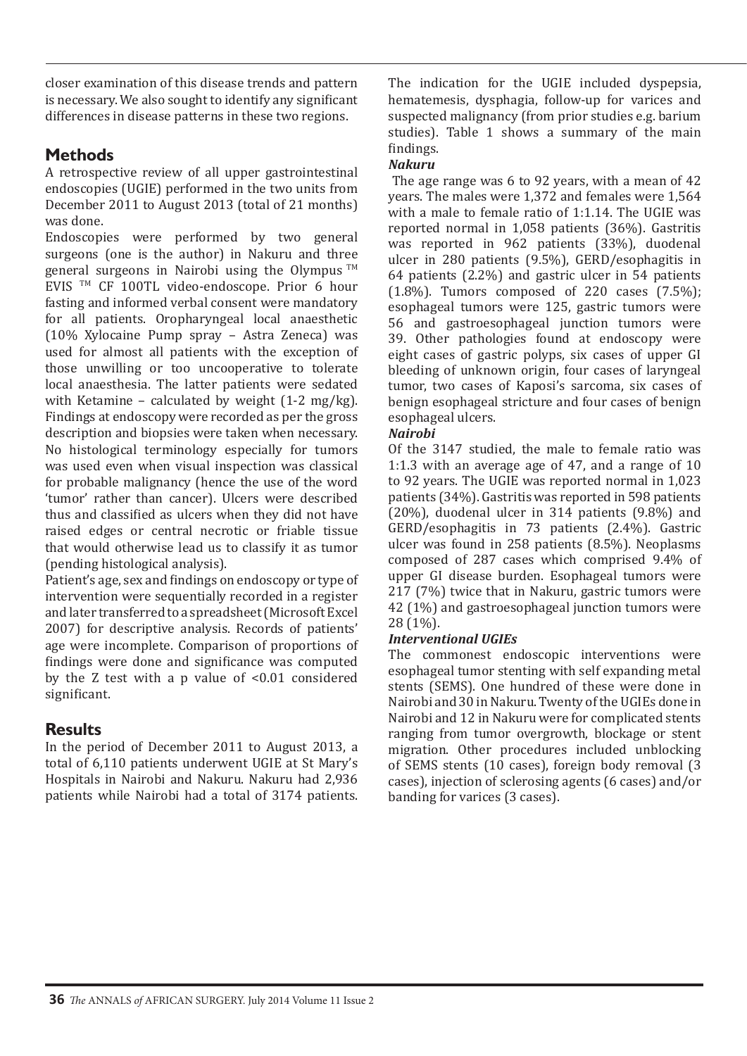closer examination of this disease trends and pattern is necessary. We also sought to identify any significant differences in disease patterns in these two regions.

## Methods

A retrospective review of all upper gastrointestinal endoscopies (UGIE) performed in the two units from December 2011 to August 2013 (total of 21 months) was done.

Endoscopies were performed by two general surgeons (one is the author) in Nakuru and three general surgeons in Nairobi using the Olympus ™ EVIS ™ CF 100TL video-endoscope. Prior 6 hour fasting and informed verbal consent were mandatory for all patients. Oropharyngeal local anaesthetic (10% Xylocaine Pump spray – Astra Zeneca) was used for almost all patients with the exception of those unwilling or too uncooperative to tolerate local anaesthesia. The latter patients were sedated with Ketamine – calculated by weight (1-2 mg/kg). Findings at endoscopy were recorded as per the gross description and biopsies were taken when necessary. No histological terminology especially for tumors was used even when visual inspection was classical for probable malignancy (hence the use of the word 'tumor' rather than cancer). Ulcers were described thus and classified as ulcers when they did not have raised edges or central necrotic or friable tissue that would otherwise lead us to classify it as tumor (pending histological analysis).

Patient's age, sex and findings on endoscopy or type of intervention were sequentially recorded in a register and later transferred to a spreadsheet (Microsoft Excel 2007) for descriptive analysis. Records of patients' age were incomplete. Comparison of proportions of findings were done and significance was computed by the Z test with a p value of <0.01 considered significant.

## Results

In the period of December 2011 to August 2013, a total of 6,110 patients underwent UGIE at St Mary's Hospitals in Nairobi and Nakuru. Nakuru had 2,936 patients while Nairobi had a total of 3174 patients. The indication for the UGIE included dyspepsia, hematemesis, dysphagia, follow-up for varices and suspected malignancy (from prior studies e.g. barium studies). Table 1 shows a summary of the main findings.

***Nakuru***

The age range was 6 to 92 years, with a mean of 42 years. The males were 1,372 and females were 1,564 with a male to female ratio of 1:1.14. The UGIE was reported normal in 1,058 patients (36%). Gastritis was reported in 962 patients (33%), duodenal ulcer in 280 patients (9.5%), GERD/esophagitis in 64 patients (2.2%) and gastric ulcer in 54 patients (1.8%). Tumors composed of 220 cases (7.5%); esophageal tumors were 125, gastric tumors were 56 and gastroesophageal junction tumors were 39. Other pathologies found at endoscopy were eight cases of gastric polyps, six cases of upper GI bleeding of unknown origin, four cases of laryngeal tumor, two cases of Kaposi's sarcoma, six cases of benign esophageal stricture and four cases of benign esophageal ulcers.

***Nairobi***

Of the 3147 studied, the male to female ratio was 1:1.3 with an average age of 47, and a range of 10 to 92 years. The UGIE was reported normal in 1,023 patients (34%). Gastritis was reported in 598 patients (20%), duodenal ulcer in 314 patients (9.8%) and GERD/esophagitis in 73 patients (2.4%). Gastric ulcer was found in 258 patients (8.5%). Neoplasms composed of 287 cases which comprised 9.4% of upper GI disease burden. Esophageal tumors were 217 (7%) twice that in Nakuru, gastric tumors were 42 (1%) and gastroesophageal junction tumors were 28 (1%).

***Interventional UGIEs***

The commonest endoscopic interventions were esophageal tumor stenting with self expanding metal stents (SEMS). One hundred of these were done in Nairobi and 30 in Nakuru. Twenty of the UGIEs done in Nairobi and 12 in Nakuru were for complicated stents ranging from tumor overgrowth, blockage or stent migration. Other procedures included unblocking of SEMS stents (10 cases), foreign body removal (3 cases), injection of sclerosing agents (6 cases) and/or banding for varices (3 cases).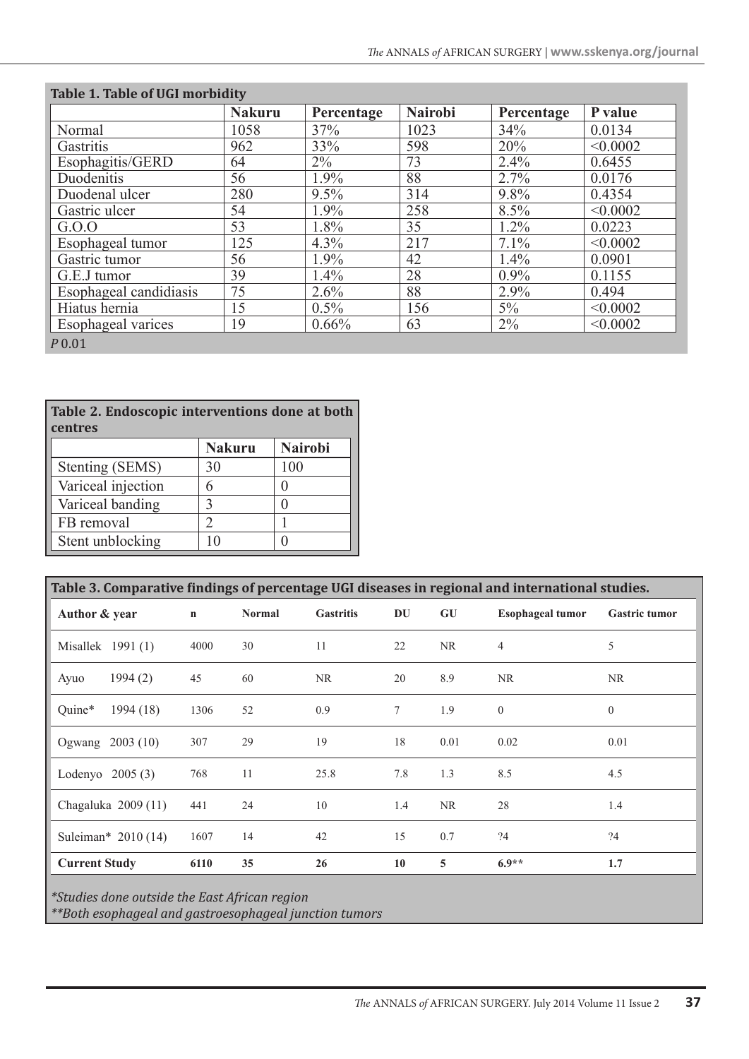**Table 1. Table of UGI morbidity**

| | Nakuru | Percentage | Nairobi | Percentage | P value |
|---|---|---|---|---|---|
| Normal | 1058 | 37% | 1023 | 34% | 0.0134 |
| Gastritis | 962 | 33% | 598 | 20% | <0.0002 |
| Esophagitis/GERD | 64 | 2% | 73 | 2.4% | 0.6455 |
| Duodenitis | 56 | 1.9% | 88 | 2.7% | 0.0176 |
| Duodenal ulcer | 280 | 9.5% | 314 | 9.8% | 0.4354 |
| Gastric ulcer | 54 | 1.9% | 258 | 8.5% | <0.0002 |
| G.O.O | 53 | 1.8% | 35 | 1.2% | 0.0223 |
| Esophageal tumor | 125 | 4.3% | 217 | 7.1% | <0.0002 |
| Gastric tumor | 56 | 1.9% | 42 | 1.4% | 0.0901 |
| G.E.J tumor | 39 | 1.4% | 28 | 0.9% | 0.1155 |
| Esophageal candidiasis | 75 | 2.6% | 88 | 2.9% | 0.494 |
| Hiatus hernia | 15 | 0.5% | 156 | 5% | <0.0002 |
| Esophageal varices | 19 | 0.66% | 63 | 2% | <0.0002 |

$P$ 0.01

**Table 2. Endoscopic interventions done at both centres**

| | Nakuru | Nairobi |
|---|---|---|
| Stenting (SEMS) | 30 | 100 |
| Variceal injection | 6 | 0 |
| Variceal banding | 3 | 0 |
| FB removal | 2 | 1 |
| Stent unblocking | 10 | 0 |

**Table 3. Comparative findings of percentage UGI diseases in regional and international studies.**

| Author & year | n | Normal | Gastritis | DU | GU | Esophageal tumor | Gastric tumor |
|---|---|---|---|---|---|---|---|
| Misallek 1991 (1) | 4000 | 30 | 11 | 22 | NR | 4 | 5 |
| Ayuo 1994 (2) | 45 | 60 | NR | 20 | 8.9 | NR | NR |
| Quine* 1994 (18) | 1306 | 52 | 0.9 | 7 | 1.9 | 0 | 0 |
| Ogwang 2003 (10) | 307 | 29 | 19 | 18 | 0.01 | 0.02 | 0.01 |
| Lodenyo 2005 (3) | 768 | 11 | 25.8 | 7.8 | 1.3 | 8.5 | 4.5 |
| Chagaluka 2009 (11) | 441 | 24 | 10 | 1.4 | NR | 28 | 1.4 |
| Suleiman* 2010 (14) | 1607 | 14 | 42 | 15 | 0.7 | ?4 | ?4 |
| **Current Study** | **6110** | **35** | **26** | **10** | **5** | **6.9**** | **1.7** |

*\*Studies done outside the East African region*
*\*\*Both esophageal and gastroesophageal junction tumors*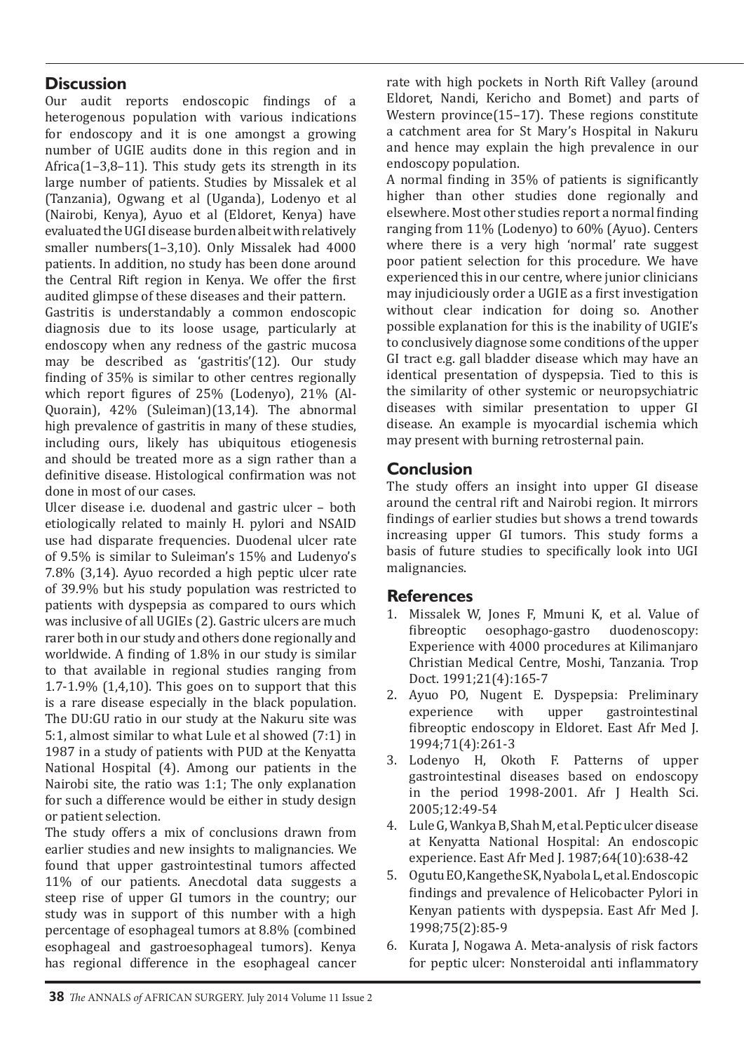## Discussion

Our audit reports endoscopic findings of a heterogenous population with various indications for endoscopy and it is one amongst a growing number of UGIE audits done in this region and in Africa(1–3,8–11). This study gets its strength in its large number of patients. Studies by Missalek et al (Tanzania), Ogwang et al (Uganda), Lodenyo et al (Nairobi, Kenya), Ayuo et al (Eldoret, Kenya) have evaluated the UGI disease burden albeit with relatively smaller numbers(1–3,10). Only Missalek had 4000 patients. In addition, no study has been done around the Central Rift region in Kenya. We offer the first audited glimpse of these diseases and their pattern.

Gastritis is understandably a common endoscopic diagnosis due to its loose usage, particularly at endoscopy when any redness of the gastric mucosa may be described as 'gastritis'(12). Our study finding of 35% is similar to other centres regionally which report figures of 25% (Lodenyo), 21% (Al-Quorain), 42% (Suleiman)(13,14). The abnormal high prevalence of gastritis in many of these studies, including ours, likely has ubiquitous etiogenesis and should be treated more as a sign rather than a definitive disease. Histological confirmation was not done in most of our cases.

Ulcer disease i.e. duodenal and gastric ulcer – both etiologically related to mainly H. pylori and NSAID use had disparate frequencies. Duodenal ulcer rate of 9.5% is similar to Suleiman's 15% and Ludenyo's 7.8% (3,14). Ayuo recorded a high peptic ulcer rate of 39.9% but his study population was restricted to patients with dyspepsia as compared to ours which was inclusive of all UGIEs (2). Gastric ulcers are much rarer both in our study and others done regionally and worldwide. A finding of 1.8% in our study is similar to that available in regional studies ranging from 1.7-1.9% (1,4,10). This goes on to support that this is a rare disease especially in the black population. The DU:GU ratio in our study at the Nakuru site was 5:1, almost similar to what Lule et al showed (7:1) in 1987 in a study of patients with PUD at the Kenyatta National Hospital (4). Among our patients in the Nairobi site, the ratio was 1:1; The only explanation for such a difference would be either in study design or patient selection.

The study offers a mix of conclusions drawn from earlier studies and new insights to malignancies. We found that upper gastrointestinal tumors affected 11% of our patients. Anecdotal data suggests a steep rise of upper GI tumors in the country; our study was in support of this number with a high percentage of esophageal tumors at 8.8% (combined esophageal and gastroesophageal tumors). Kenya has regional difference in the esophageal cancer rate with high pockets in North Rift Valley (around Eldoret, Nandi, Kericho and Bomet) and parts of Western province(15–17). These regions constitute a catchment area for St Mary's Hospital in Nakuru and hence may explain the high prevalence in our endoscopy population.

A normal finding in 35% of patients is significantly higher than other studies done regionally and elsewhere. Most other studies report a normal finding ranging from 11% (Lodenyo) to 60% (Ayuo). Centers where there is a very high 'normal' rate suggest poor patient selection for this procedure. We have experienced this in our centre, where junior clinicians may injudiciously order a UGIE as a first investigation without clear indication for doing so. Another possible explanation for this is the inability of UGIE's to conclusively diagnose some conditions of the upper GI tract e.g. gall bladder disease which may have an identical presentation of dyspepsia. Tied to this is the similarity of other systemic or neuropsychiatric diseases with similar presentation to upper GI disease. An example is myocardial ischemia which may present with burning retrosternal pain.

## Conclusion

The study offers an insight into upper GI disease around the central rift and Nairobi region. It mirrors findings of earlier studies but shows a trend towards increasing upper GI tumors. This study forms a basis of future studies to specifically look into UGI malignancies.

## References

1. Missalek W, Jones F, Mmuni K, et al. Value of fibreoptic oesophago-gastro duodenoscopy: Experience with 4000 procedures at Kilimanjaro Christian Medical Centre, Moshi, Tanzania. Trop Doct. 1991;21(4):165-7
2. Ayuo PO, Nugent E. Dyspepsia: Preliminary experience with upper gastrointestinal fibreoptic endoscopy in Eldoret. East Afr Med J. 1994;71(4):261-3
3. Lodenyo H, Okoth F. Patterns of upper gastrointestinal diseases based on endoscopy in the period 1998-2001. Afr J Health Sci. 2005;12:49-54
4. Lule G, Wankya B, Shah M, et al. Peptic ulcer disease at Kenyatta National Hospital: An endoscopic experience. East Afr Med J. 1987;64(10):638-42
5. Ogutu EO, Kangethe SK, Nyabola L, et al. Endoscopic findings and prevalence of Helicobacter Pylori in Kenyan patients with dyspepsia. East Afr Med J. 1998;75(2):85-9
6. Kurata J, Nogawa A. Meta-analysis of risk factors for peptic ulcer: Nonsteroidal anti inflammatory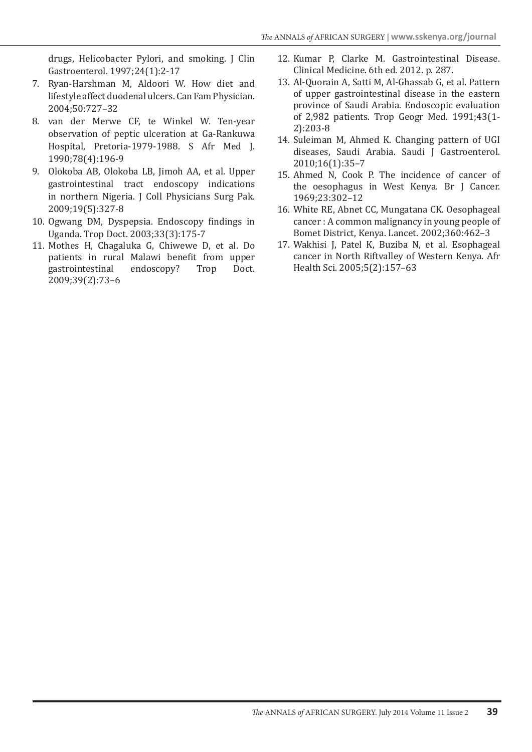drugs, Helicobacter Pylori, and smoking. J Clin Gastroenterol. 1997;24(1):2-17

7. Ryan-Harshman M, Aldoori W. How diet and lifestyle affect duodenal ulcers. Can Fam Physician. 2004;50:727–32
8. van der Merwe CF, te Winkel W. Ten-year observation of peptic ulceration at Ga-Rankuwa Hospital, Pretoria-1979-1988. S Afr Med J. 1990;78(4):196-9
9. Olokoba AB, Olokoba LB, Jimoh AA, et al. Upper gastrointestinal tract endoscopy indications in northern Nigeria. J Coll Physicians Surg Pak. 2009;19(5):327-8
10. Ogwang DM, Dyspepsia. Endoscopy findings in Uganda. Trop Doct. 2003;33(3):175-7
11. Mothes H, Chagaluka G, Chiwewe D, et al. Do patients in rural Malawi benefit from upper gastrointestinal endoscopy? Trop Doct. 2009;39(2):73–6
12. Kumar P, Clarke M. Gastrointestinal Disease. Clinical Medicine. 6th ed. 2012. p. 287.
13. Al-Quorain A, Satti M, Al-Ghassab G, et al. Pattern of upper gastrointestinal disease in the eastern province of Saudi Arabia. Endoscopic evaluation of 2,982 patients. Trop Geogr Med. 1991;43(1-2):203-8
14. Suleiman M, Ahmed K. Changing pattern of UGI diseases, Saudi Arabia. Saudi J Gastroenterol. 2010;16(1):35–7
15. Ahmed N, Cook P. The incidence of cancer of the oesophagus in West Kenya. Br J Cancer. 1969;23:302–12
16. White RE, Abnet CC, Mungatana CK. Oesophageal cancer : A common malignancy in young people of Bomet District, Kenya. Lancet. 2002;360:462–3
17. Wakhisi J, Patel K, Buziba N, et al. Esophageal cancer in North Riftvalley of Western Kenya. Afr Health Sci. 2005;5(2):157–63